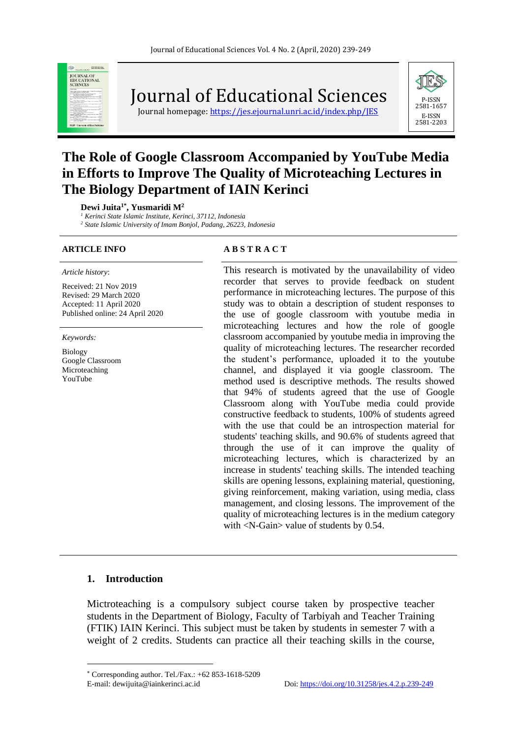# Journal of Educational Sciences

Journal homepage: https://jes.ejournal.unri.ac.id/index.php/JES

P-ISSN 2581-1657
E-ISSN 2581-2203

# The Role of Google Classroom Accompanied by YouTube Media in Efforts to Improve The Quality of Microteaching Lectures in The Biology Department of IAIN Kerinci

**Dewi Juita[1*], Yusmaridi M[2]**

*[1] Kerinci State Islamic Institute, Kerinci, 37112, Indonesia*
*[2] State Islamic University of Imam Bonjol, Padang, 26223, Indonesia*

**ARTICLE INFO**

*Article history*:

Received: 21 Nov 2019
Revised: 29 March 2020
Accepted: 11 April 2020
Published online: 24 April 2020

*Keywords:*

Biology
Google Classroom
Microteaching
YouTube

**A B S T R A C T**

This research is motivated by the unavailability of video recorder that serves to provide feedback on student performance in microteaching lectures. The purpose of this study was to obtain a description of student responses to the use of google classroom with youtube media in microteaching lectures and how the role of google classroom accompanied by youtube media in improving the quality of microteaching lectures. The researcher recorded the student's performance, uploaded it to the youtube channel, and displayed it via google classroom. The method used is descriptive methods. The results showed that 94% of students agreed that the use of Google Classroom along with YouTube media could provide constructive feedback to students, 100% of students agreed with the use that could be an introspection material for students' teaching skills, and 90.6% of students agreed that through the use of it can improve the quality of microteaching lectures, which is characterized by an increase in students' teaching skills. The intended teaching skills are opening lessons, explaining material, questioning, giving reinforcement, making variation, using media, class management, and closing lessons. The improvement of the quality of microteaching lectures is in the medium category with <N-Gain> value of students by 0.54.

## 1. Introduction

Mictroteaching is a compulsory subject course taken by prospective teacher students in the Department of Biology, Faculty of Tarbiyah and Teacher Training (FTIK) IAIN Kerinci. This subject must be taken by students in semester 7 with a weight of 2 credits. Students can practice all their teaching skills in the course,

---

[*] Corresponding author. Tel./Fax.: +62 853-1618-5209
E-mail: dewijuita@iainkerinci.ac.id

Doi: https://doi.org/10.31258/jes.4.2.p.239-249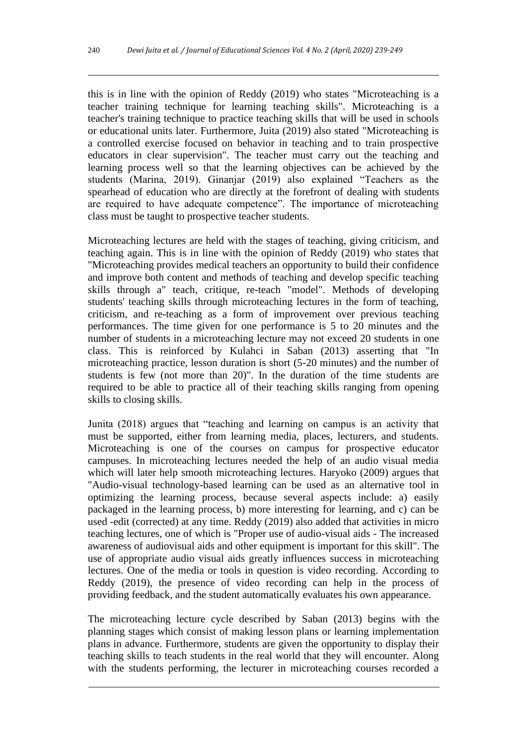this is in line with the opinion of Reddy (2019) who states "Microteaching is a teacher training technique for learning teaching skills". Microteaching is a teacher's training technique to practice teaching skills that will be used in schools or educational units later. Furthermore, Juita (2019) also stated "Microteaching is a controlled exercise focused on behavior in teaching and to train prospective educators in clear supervision". The teacher must carry out the teaching and learning process well so that the learning objectives can be achieved by the students (Marina, 2019). Ginanjar (2019) also explained "Teachers as the spearhead of education who are directly at the forefront of dealing with students are required to have adequate competence". The importance of microteaching class must be taught to prospective teacher students.

Microteaching lectures are held with the stages of teaching, giving criticism, and teaching again. This is in line with the opinion of Reddy (2019) who states that "Microteaching provides medical teachers an opportunity to build their confidence and improve both content and methods of teaching and develop specific teaching skills through a" teach, critique, re-teach "model". Methods of developing students' teaching skills through microteaching lectures in the form of teaching, criticism, and re-teaching as a form of improvement over previous teaching performances. The time given for one performance is 5 to 20 minutes and the number of students in a microteaching lecture may not exceed 20 students in one class. This is reinforced by Kulahci in Saban (2013) asserting that "In microteaching practice, lesson duration is short (5-20 minutes) and the number of students is few (not more than 20)". In the duration of the time students are required to be able to practice all of their teaching skills ranging from opening skills to closing skills.

Junita (2018) argues that "teaching and learning on campus is an activity that must be supported, either from learning media, places, lecturers, and students. Microteaching is one of the courses on campus for prospective educator campuses. In microteaching lectures needed the help of an audio visual media which will later help smooth microteaching lectures. Haryoko (2009) argues that "Audio-visual technology-based learning can be used as an alternative tool in optimizing the learning process, because several aspects include: a) easily packaged in the learning process, b) more interesting for learning, and c) can be used -edit (corrected) at any time. Reddy (2019) also added that activities in micro teaching lectures, one of which is "Proper use of audio-visual aids - The increased awareness of audiovisual aids and other equipment is important for this skill". The use of appropriate audio visual aids greatly influences success in microteaching lectures. One of the media or tools in question is video recording. According to Reddy (2019), the presence of video recording can help in the process of providing feedback, and the student automatically evaluates his own appearance.

The microteaching lecture cycle described by Saban (2013) begins with the planning stages which consist of making lesson plans or learning implementation plans in advance. Furthermore, students are given the opportunity to display their teaching skills to teach students in the real world that they will encounter. Along with the students performing, the lecturer in microteaching courses recorded a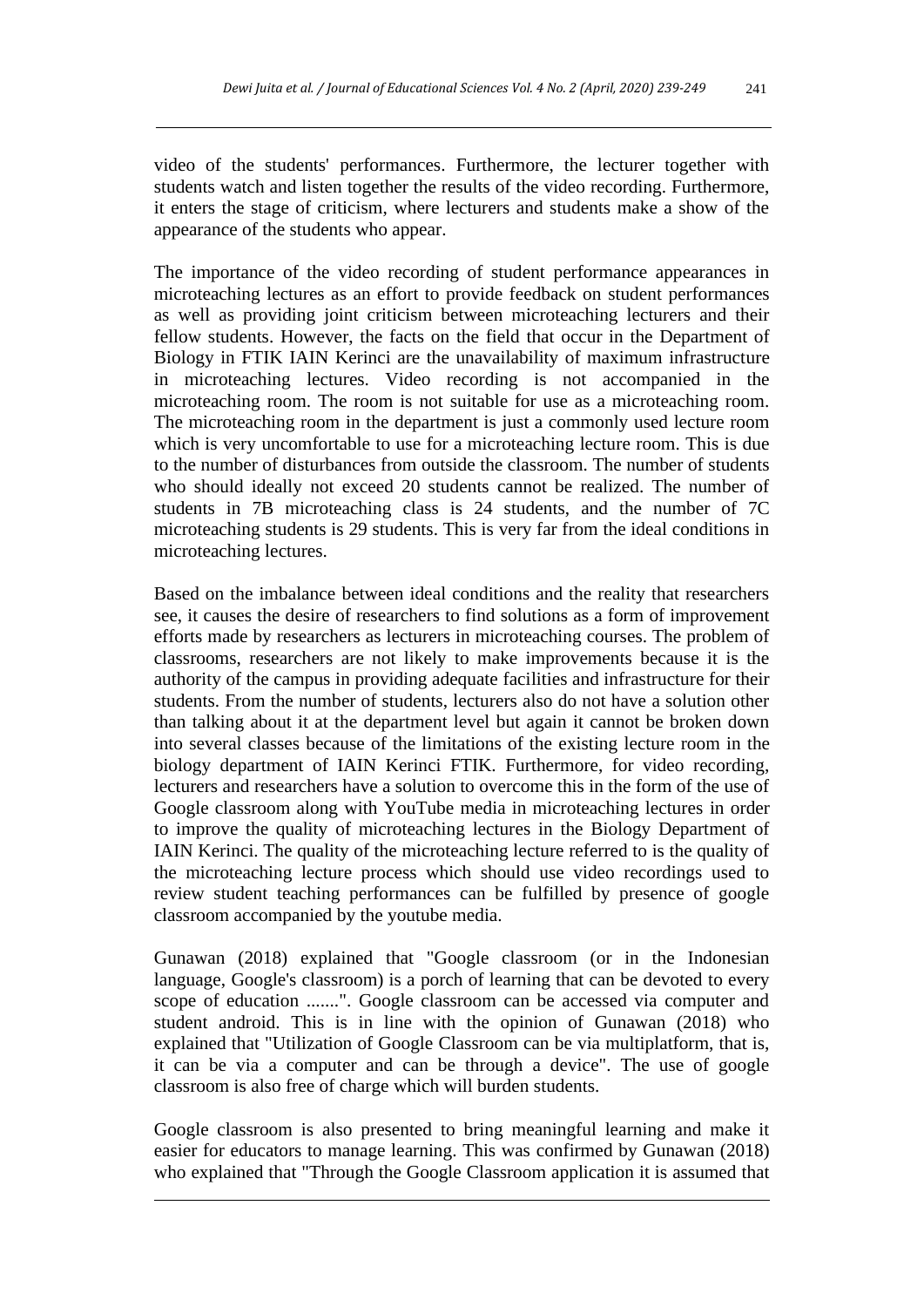video of the students' performances. Furthermore, the lecturer together with students watch and listen together the results of the video recording. Furthermore, it enters the stage of criticism, where lecturers and students make a show of the appearance of the students who appear.

The importance of the video recording of student performance appearances in microteaching lectures as an effort to provide feedback on student performances as well as providing joint criticism between microteaching lecturers and their fellow students. However, the facts on the field that occur in the Department of Biology in FTIK IAIN Kerinci are the unavailability of maximum infrastructure in microteaching lectures. Video recording is not accompanied in the microteaching room. The room is not suitable for use as a microteaching room. The microteaching room in the department is just a commonly used lecture room which is very uncomfortable to use for a microteaching lecture room. This is due to the number of disturbances from outside the classroom. The number of students who should ideally not exceed 20 students cannot be realized. The number of students in 7B microteaching class is 24 students, and the number of 7C microteaching students is 29 students. This is very far from the ideal conditions in microteaching lectures.

Based on the imbalance between ideal conditions and the reality that researchers see, it causes the desire of researchers to find solutions as a form of improvement efforts made by researchers as lecturers in microteaching courses. The problem of classrooms, researchers are not likely to make improvements because it is the authority of the campus in providing adequate facilities and infrastructure for their students. From the number of students, lecturers also do not have a solution other than talking about it at the department level but again it cannot be broken down into several classes because of the limitations of the existing lecture room in the biology department of IAIN Kerinci FTIK. Furthermore, for video recording, lecturers and researchers have a solution to overcome this in the form of the use of Google classroom along with YouTube media in microteaching lectures in order to improve the quality of microteaching lectures in the Biology Department of IAIN Kerinci. The quality of the microteaching lecture referred to is the quality of the microteaching lecture process which should use video recordings used to review student teaching performances can be fulfilled by presence of google classroom accompanied by the youtube media.

Gunawan (2018) explained that "Google classroom (or in the Indonesian language, Google's classroom) is a porch of learning that can be devoted to every scope of education .......". Google classroom can be accessed via computer and student android. This is in line with the opinion of Gunawan (2018) who explained that "Utilization of Google Classroom can be via multiplatform, that is, it can be via a computer and can be through a device". The use of google classroom is also free of charge which will burden students.

Google classroom is also presented to bring meaningful learning and make it easier for educators to manage learning. This was confirmed by Gunawan (2018) who explained that "Through the Google Classroom application it is assumed that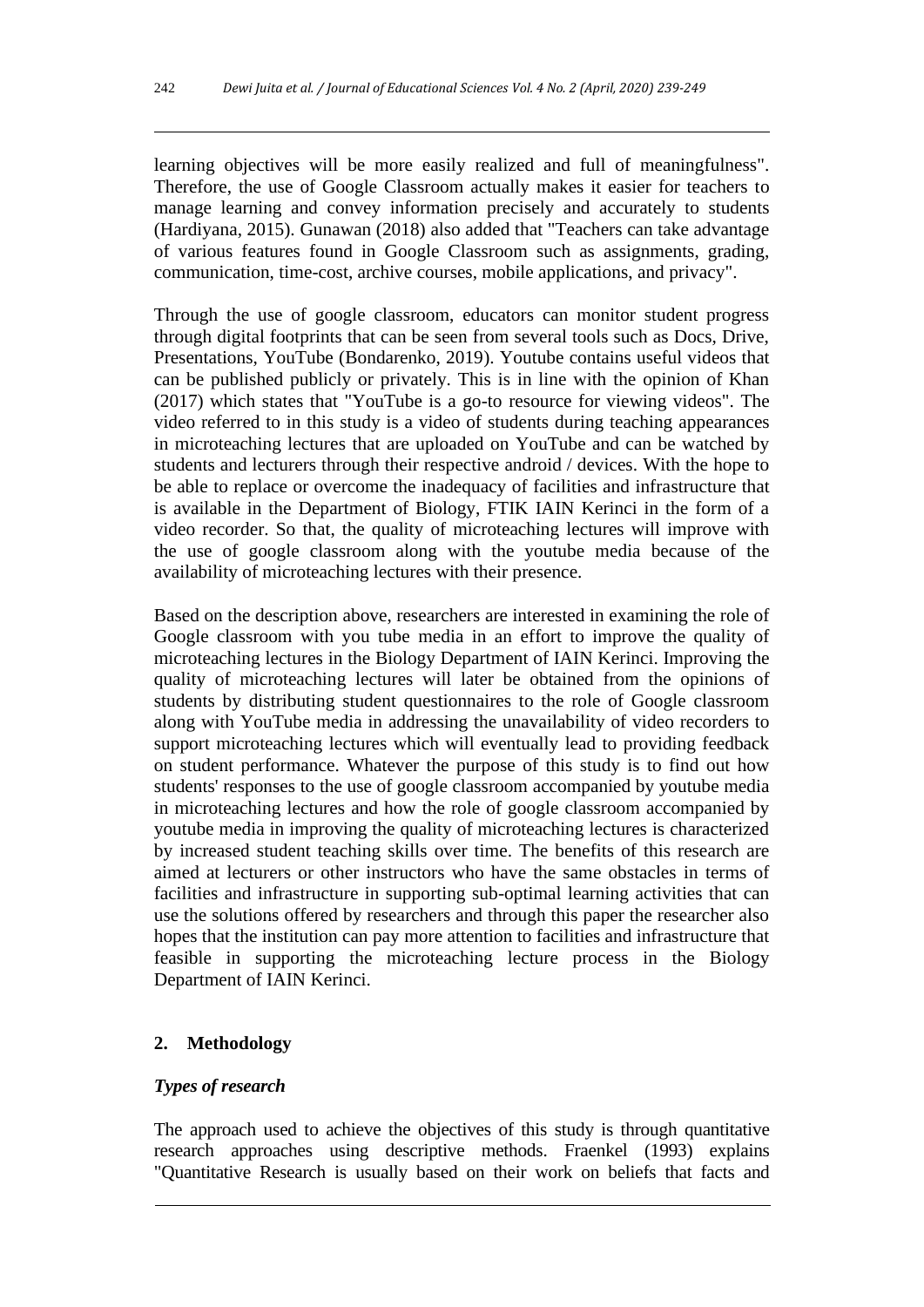learning objectives will be more easily realized and full of meaningfulness". Therefore, the use of Google Classroom actually makes it easier for teachers to manage learning and convey information precisely and accurately to students (Hardiyana, 2015). Gunawan (2018) also added that "Teachers can take advantage of various features found in Google Classroom such as assignments, grading, communication, time-cost, archive courses, mobile applications, and privacy".

Through the use of google classroom, educators can monitor student progress through digital footprints that can be seen from several tools such as Docs, Drive, Presentations, YouTube (Bondarenko, 2019). Youtube contains useful videos that can be published publicly or privately. This is in line with the opinion of Khan (2017) which states that "YouTube is a go-to resource for viewing videos". The video referred to in this study is a video of students during teaching appearances in microteaching lectures that are uploaded on YouTube and can be watched by students and lecturers through their respective android / devices. With the hope to be able to replace or overcome the inadequacy of facilities and infrastructure that is available in the Department of Biology, FTIK IAIN Kerinci in the form of a video recorder. So that, the quality of microteaching lectures will improve with the use of google classroom along with the youtube media because of the availability of microteaching lectures with their presence.

Based on the description above, researchers are interested in examining the role of Google classroom with you tube media in an effort to improve the quality of microteaching lectures in the Biology Department of IAIN Kerinci. Improving the quality of microteaching lectures will later be obtained from the opinions of students by distributing student questionnaires to the role of Google classroom along with YouTube media in addressing the unavailability of video recorders to support microteaching lectures which will eventually lead to providing feedback on student performance. Whatever the purpose of this study is to find out how students' responses to the use of google classroom accompanied by youtube media in microteaching lectures and how the role of google classroom accompanied by youtube media in improving the quality of microteaching lectures is characterized by increased student teaching skills over time. The benefits of this research are aimed at lecturers or other instructors who have the same obstacles in terms of facilities and infrastructure in supporting sub-optimal learning activities that can use the solutions offered by researchers and through this paper the researcher also hopes that the institution can pay more attention to facilities and infrastructure that feasible in supporting the microteaching lecture process in the Biology Department of IAIN Kerinci.

## 2. Methodology

### *Types of research*

The approach used to achieve the objectives of this study is through quantitative research approaches using descriptive methods. Fraenkel (1993) explains "Quantitative Research is usually based on their work on beliefs that facts and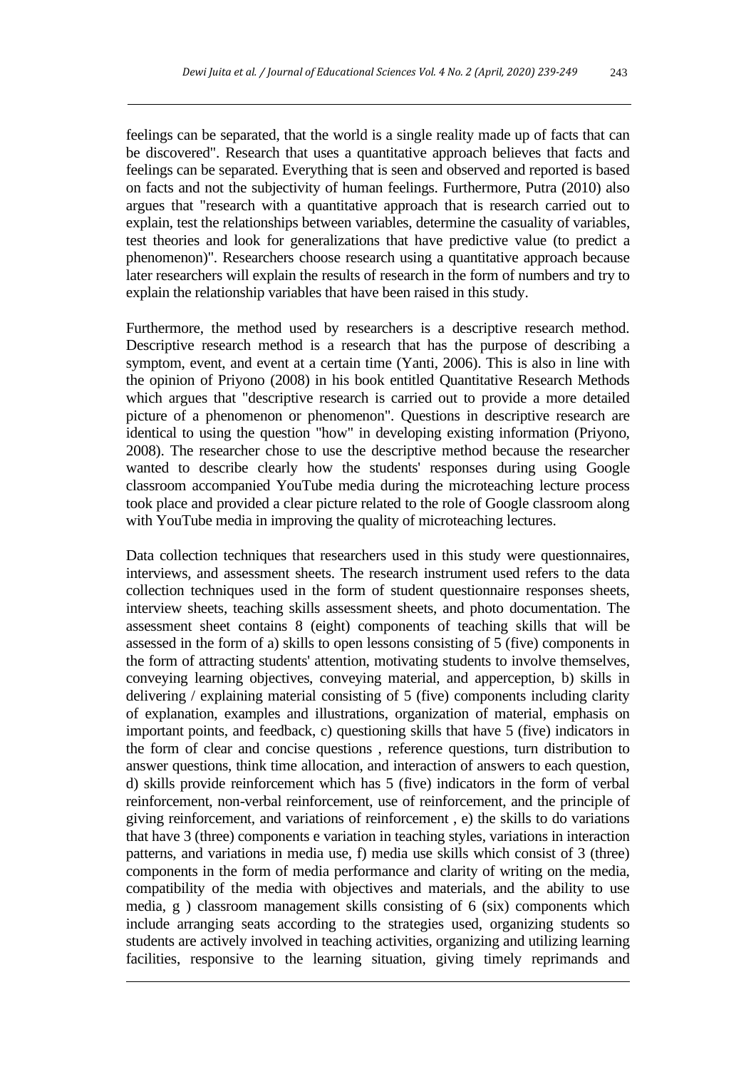feelings can be separated, that the world is a single reality made up of facts that can be discovered". Research that uses a quantitative approach believes that facts and feelings can be separated. Everything that is seen and observed and reported is based on facts and not the subjectivity of human feelings. Furthermore, Putra (2010) also argues that "research with a quantitative approach that is research carried out to explain, test the relationships between variables, determine the casuality of variables, test theories and look for generalizations that have predictive value (to predict a phenomenon)". Researchers choose research using a quantitative approach because later researchers will explain the results of research in the form of numbers and try to explain the relationship variables that have been raised in this study.

Furthermore, the method used by researchers is a descriptive research method. Descriptive research method is a research that has the purpose of describing a symptom, event, and event at a certain time (Yanti, 2006). This is also in line with the opinion of Priyono (2008) in his book entitled Quantitative Research Methods which argues that "descriptive research is carried out to provide a more detailed picture of a phenomenon or phenomenon". Questions in descriptive research are identical to using the question "how" in developing existing information (Priyono, 2008). The researcher chose to use the descriptive method because the researcher wanted to describe clearly how the students' responses during using Google classroom accompanied YouTube media during the microteaching lecture process took place and provided a clear picture related to the role of Google classroom along with YouTube media in improving the quality of microteaching lectures.

Data collection techniques that researchers used in this study were questionnaires, interviews, and assessment sheets. The research instrument used refers to the data collection techniques used in the form of student questionnaire responses sheets, interview sheets, teaching skills assessment sheets, and photo documentation. The assessment sheet contains 8 (eight) components of teaching skills that will be assessed in the form of a) skills to open lessons consisting of 5 (five) components in the form of attracting students' attention, motivating students to involve themselves, conveying learning objectives, conveying material, and apperception, b) skills in delivering / explaining material consisting of 5 (five) components including clarity of explanation, examples and illustrations, organization of material, emphasis on important points, and feedback, c) questioning skills that have 5 (five) indicators in the form of clear and concise questions , reference questions, turn distribution to answer questions, think time allocation, and interaction of answers to each question, d) skills provide reinforcement which has 5 (five) indicators in the form of verbal reinforcement, non-verbal reinforcement, use of reinforcement, and the principle of giving reinforcement, and variations of reinforcement , e) the skills to do variations that have 3 (three) components e variation in teaching styles, variations in interaction patterns, and variations in media use, f) media use skills which consist of 3 (three) components in the form of media performance and clarity of writing on the media, compatibility of the media with objectives and materials, and the ability to use media, g ) classroom management skills consisting of 6 (six) components which include arranging seats according to the strategies used, organizing students so students are actively involved in teaching activities, organizing and utilizing learning facilities, responsive to the learning situation, giving timely reprimands and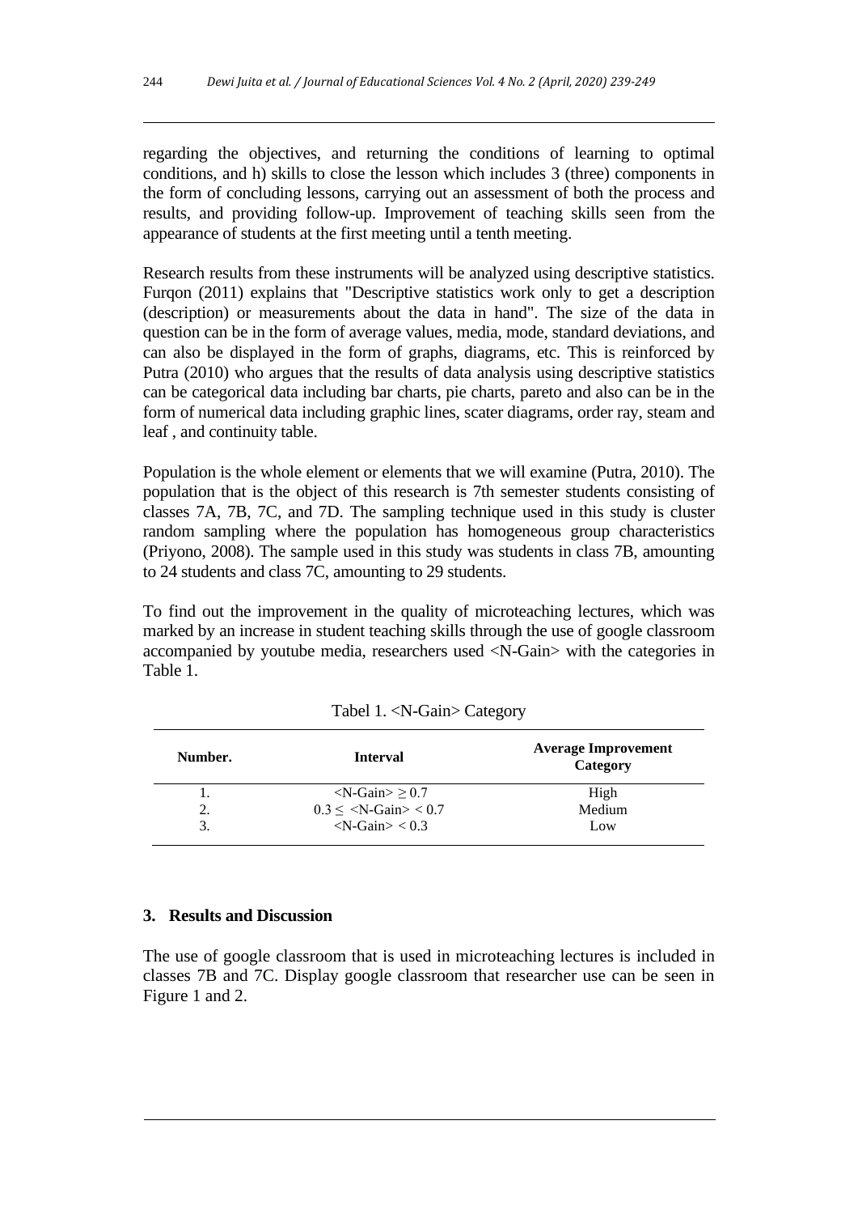regarding the objectives, and returning the conditions of learning to optimal conditions, and h) skills to close the lesson which includes 3 (three) components in the form of concluding lessons, carrying out an assessment of both the process and results, and providing follow-up. Improvement of teaching skills seen from the appearance of students at the first meeting until a tenth meeting.

Research results from these instruments will be analyzed using descriptive statistics. Furqon (2011) explains that "Descriptive statistics work only to get a description (description) or measurements about the data in hand". The size of the data in question can be in the form of average values, media, mode, standard deviations, and can also be displayed in the form of graphs, diagrams, etc. This is reinforced by Putra (2010) who argues that the results of data analysis using descriptive statistics can be categorical data including bar charts, pie charts, pareto and also can be in the form of numerical data including graphic lines, scater diagrams, order ray, steam and leaf , and continuity table.

Population is the whole element or elements that we will examine (Putra, 2010). The population that is the object of this research is 7th semester students consisting of classes 7A, 7B, 7C, and 7D. The sampling technique used in this study is cluster random sampling where the population has homogeneous group characteristics (Priyono, 2008). The sample used in this study was students in class 7B, amounting to 24 students and class 7C, amounting to 29 students.

To find out the improvement in the quality of microteaching lectures, which was marked by an increase in student teaching skills through the use of google classroom accompanied by youtube media, researchers used <N-Gain> with the categories in Table 1.

Tabel 1. <N-Gain> Category

| Number. | Interval | Average Improvement Category |
|---|---|---|
| 1. | <N-Gain> $\geq 0.7$ | High |
| 2. | $0.3 \leq$ <N-Gain> $< 0.7$ | Medium |
| 3. | <N-Gain> $< 0.3$ | Low |

## 3. Results and Discussion

The use of google classroom that is used in microteaching lectures is included in classes 7B and 7C. Display google classroom that researcher use can be seen in Figure 1 and 2.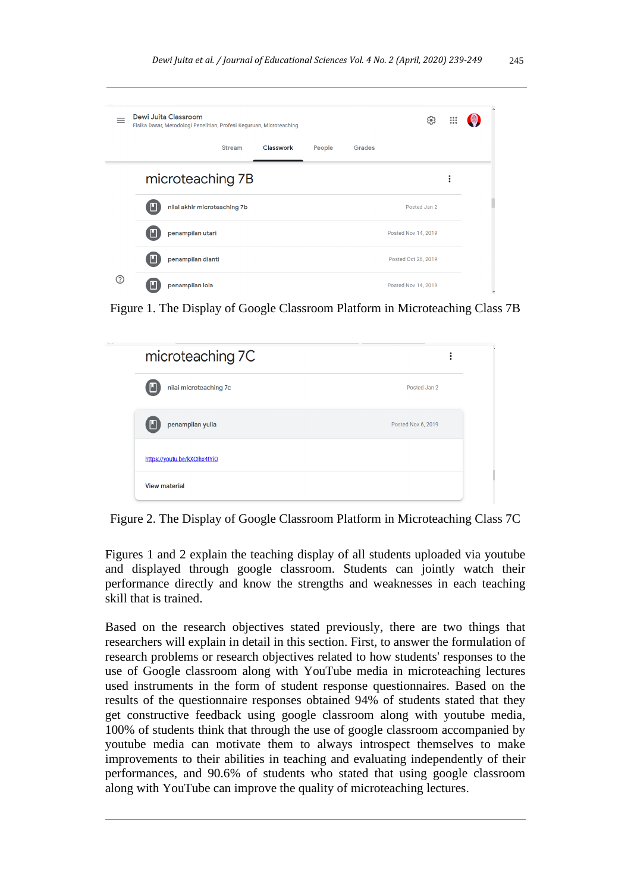Figure 1. The Display of Google Classroom Platform in Microteaching Class 7B

Figure 2. The Display of Google Classroom Platform in Microteaching Class 7C

Figures 1 and 2 explain the teaching display of all students uploaded via youtube and displayed through google classroom. Students can jointly watch their performance directly and know the strengths and weaknesses in each teaching skill that is trained.

Based on the research objectives stated previously, there are two things that researchers will explain in detail in this section. First, to answer the formulation of research problems or research objectives related to how students' responses to the use of Google classroom along with YouTube media in microteaching lectures used instruments in the form of student response questionnaires. Based on the results of the questionnaire responses obtained 94% of students stated that they get constructive feedback using google classroom along with youtube media, 100% of students think that through the use of google classroom accompanied by youtube media can motivate them to always introspect themselves to make improvements to their abilities in teaching and evaluating independently of their performances, and 90.6% of students who stated that using google classroom along with YouTube can improve the quality of microteaching lectures.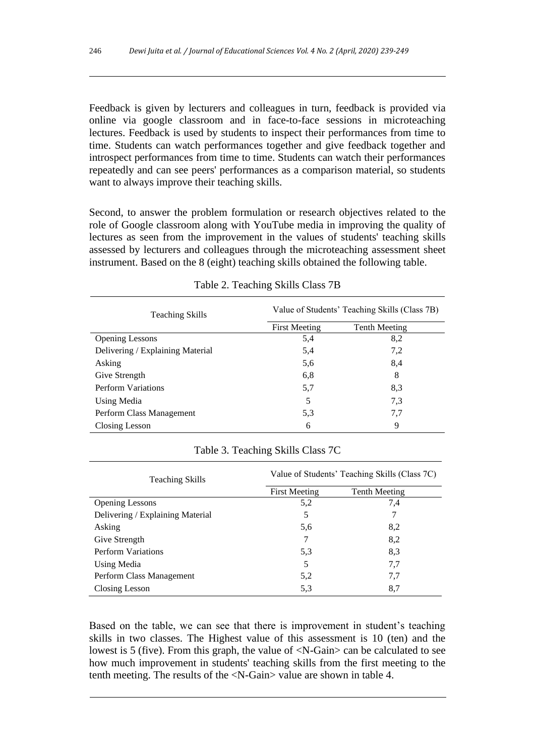Feedback is given by lecturers and colleagues in turn, feedback is provided via online via google classroom and in face-to-face sessions in microteaching lectures. Feedback is used by students to inspect their performances from time to time. Students can watch performances together and give feedback together and introspect performances from time to time. Students can watch their performances repeatedly and can see peers' performances as a comparison material, so students want to always improve their teaching skills.

Second, to answer the problem formulation or research objectives related to the role of Google classroom along with YouTube media in improving the quality of lectures as seen from the improvement in the values of students' teaching skills assessed by lecturers and colleagues through the microteaching assessment sheet instrument. Based on the 8 (eight) teaching skills obtained the following table.

Table 2. Teaching Skills Class 7B

| Teaching Skills | Value of Students' Teaching Skills (Class 7B) | |
|---|---|---|
| | First Meeting | Tenth Meeting |
| Opening Lessons | 5,4 | 8,2 |
| Delivering / Explaining Material | 5,4 | 7,2 |
| Asking | 5,6 | 8,4 |
| Give Strength | 6,8 | 8 |
| Perform Variations | 5,7 | 8,3 |
| Using Media | 5 | 7,3 |
| Perform Class Management | 5,3 | 7,7 |
| Closing Lesson | 6 | 9 |

Table 3. Teaching Skills Class 7C

| Teaching Skills | Value of Students' Teaching Skills (Class 7C) | |
|---|---|---|
| | First Meeting | Tenth Meeting |
| Opening Lessons | 5,2 | 7,4 |
| Delivering / Explaining Material | 5 | 7 |
| Asking | 5,6 | 8,2 |
| Give Strength | 7 | 8,2 |
| Perform Variations | 5,3 | 8,3 |
| Using Media | 5 | 7,7 |
| Perform Class Management | 5,2 | 7,7 |
| Closing Lesson | 5,3 | 8,7 |

Based on the table, we can see that there is improvement in student's teaching skills in two classes. The Highest value of this assessment is 10 (ten) and the lowest is 5 (five). From this graph, the value of <N-Gain> can be calculated to see how much improvement in students' teaching skills from the first meeting to the tenth meeting. The results of the <N-Gain> value are shown in table 4.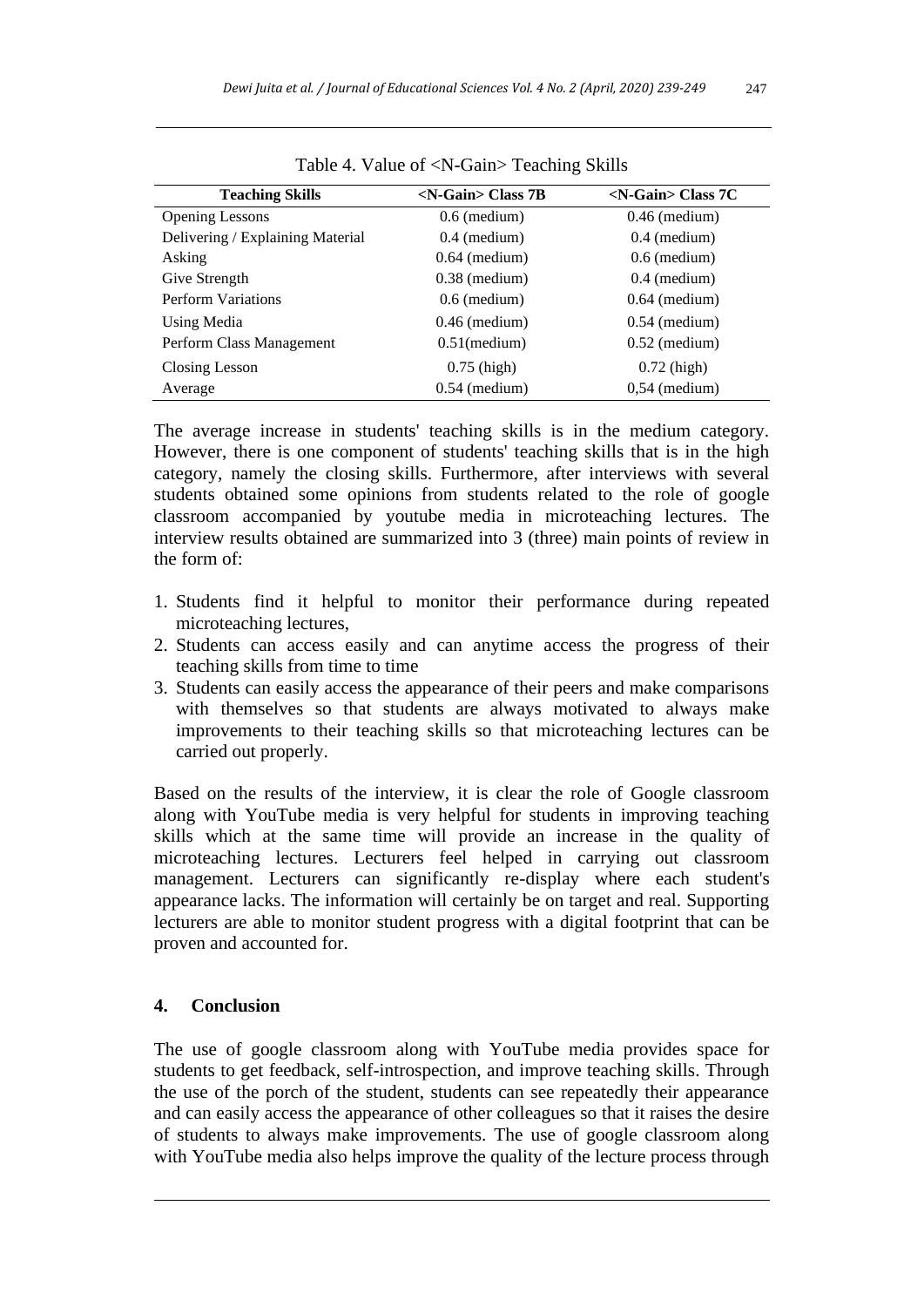Table 4. Value of <N-Gain> Teaching Skills

| Teaching Skills | <N-Gain> Class 7B | <N-Gain> Class 7C |
| --- | --- | --- |
| Opening Lessons | 0.6 (medium) | 0.46 (medium) |
| Delivering / Explaining Material | 0.4 (medium) | 0.4 (medium) |
| Asking | 0.64 (medium) | 0.6 (medium) |
| Give Strength | 0.38 (medium) | 0.4 (medium) |
| Perform Variations | 0.6 (medium) | 0.64 (medium) |
| Using Media | 0.46 (medium) | 0.54 (medium) |
| Perform Class Management | 0.51(medium) | 0.52 (medium) |
| Closing Lesson | 0.75 (high) | 0.72 (high) |
| Average | 0.54 (medium) | 0,54 (medium) |

The average increase in students' teaching skills is in the medium category. However, there is one component of students' teaching skills that is in the high category, namely the closing skills. Furthermore, after interviews with several students obtained some opinions from students related to the role of google classroom accompanied by youtube media in microteaching lectures. The interview results obtained are summarized into 3 (three) main points of review in the form of:

1. Students find it helpful to monitor their performance during repeated microteaching lectures,
2. Students can access easily and can anytime access the progress of their teaching skills from time to time
3. Students can easily access the appearance of their peers and make comparisons with themselves so that students are always motivated to always make improvements to their teaching skills so that microteaching lectures can be carried out properly.

Based on the results of the interview, it is clear the role of Google classroom along with YouTube media is very helpful for students in improving teaching skills which at the same time will provide an increase in the quality of microteaching lectures. Lecturers feel helped in carrying out classroom management. Lecturers can significantly re-display where each student's appearance lacks. The information will certainly be on target and real. Supporting lecturers are able to monitor student progress with a digital footprint that can be proven and accounted for.

## 4. Conclusion

The use of google classroom along with YouTube media provides space for students to get feedback, self-introspection, and improve teaching skills. Through the use of the porch of the student, students can see repeatedly their appearance and can easily access the appearance of other colleagues so that it raises the desire of students to always make improvements. The use of google classroom along with YouTube media also helps improve the quality of the lecture process through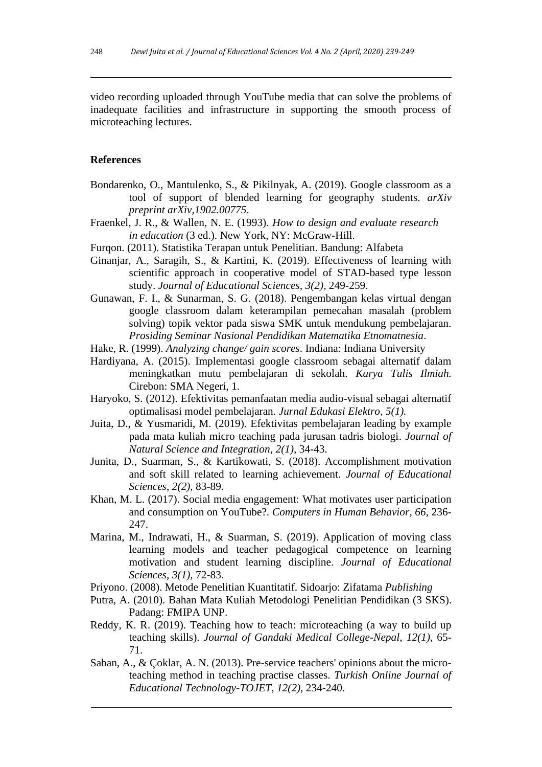video recording uploaded through YouTube media that can solve the problems of inadequate facilities and infrastructure in supporting the smooth process of microteaching lectures.

## References

Bondarenko, O., Mantulenko, S., & Pikilnyak, A. (2019). Google classroom as a tool of support of blended learning for geography students. *arXiv preprint arXiv,1902.00775*.

Fraenkel, J. R., & Wallen, N. E. (1993). *How to design and evaluate research in education* (3 ed.). New York, NY: McGraw-Hill.

Furqon. (2011). Statistika Terapan untuk Penelitian. Bandung: Alfabeta

Ginanjar, A., Saragih, S., & Kartini, K. (2019). Effectiveness of learning with scientific approach in cooperative model of STAD-based type lesson study. *Journal of Educational Sciences*, *3(2)*, 249-259.

Gunawan, F. I., & Sunarman, S. G. (2018). Pengembangan kelas virtual dengan google classroom dalam keterampilan pemecahan masalah (problem solving) topik vektor pada siswa SMK untuk mendukung pembelajaran. *Prosiding Seminar Nasional Pendidikan Matematika Etnomatnesia*.

Hake, R. (1999). *Analyzing change/ gain scores*. Indiana: Indiana University

Hardiyana, A. (2015). Implementasi google classroom sebagai alternatif dalam meningkatkan mutu pembelajaran di sekolah. *Karya Tulis Ilmiah.* Cirebon: SMA Negeri, 1.

Haryoko, S. (2012). Efektivitas pemanfaatan media audio-visual sebagai alternatif optimalisasi model pembelajaran. *Jurnal Edukasi Elektro*, *5(1).*

Juita, D., & Yusmaridi, M. (2019). Efektivitas pembelajaran leading by example pada mata kuliah micro teaching pada jurusan tadris biologi. *Journal of Natural Science and Integration*, *2(1),* 34-43.

Junita, D., Suarman, S., & Kartikowati, S. (2018). Accomplishment motivation and soft skill related to learning achievement. *Journal of Educational Sciences*, *2(2),* 83-89.

Khan, M. L. (2017). Social media engagement: What motivates user participation and consumption on YouTube?. *Computers in Human Behavior*, *66*, 236-247.

Marina, M., Indrawati, H., & Suarman, S. (2019). Application of moving class learning models and teacher pedagogical competence on learning motivation and student learning discipline. *Journal of Educational Sciences*, *3(1),* 72-83.

Priyono. (2008). Metode Penelitian Kuantitatif. Sidoarjo: Zifatama *Publishing*

Putra, A. (2010). Bahan Mata Kuliah Metodologi Penelitian Pendidikan (3 SKS). Padang: FMIPA UNP.

Reddy, K. R. (2019). Teaching how to teach: microteaching (a way to build up teaching skills). *Journal of Gandaki Medical College-Nepal*, *12(1),* 65-71.

Saban, A., & Çoklar, A. N. (2013). Pre-service teachers' opinions about the micro-teaching method in teaching practise classes. *Turkish Online Journal of Educational Technology-TOJET*, *12(2),* 234-240.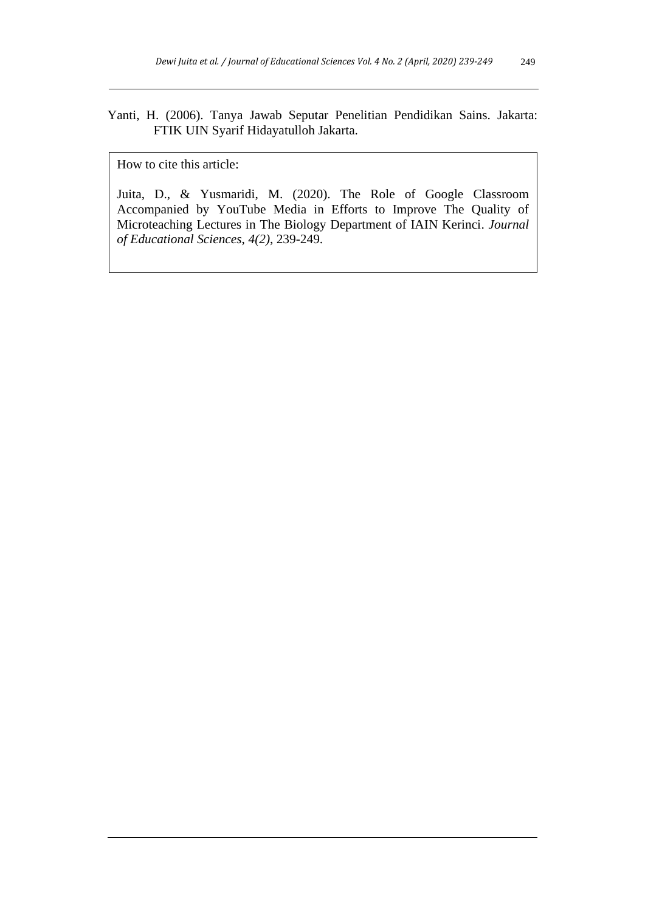Yanti, H. (2006). Tanya Jawab Seputar Penelitian Pendidikan Sains. Jakarta: FTIK UIN Syarif Hidayatulloh Jakarta.

How to cite this article:

Juita, D., & Yusmaridi, M. (2020). The Role of Google Classroom Accompanied by YouTube Media in Efforts to Improve The Quality of Microteaching Lectures in The Biology Department of IAIN Kerinci. *Journal of Educational Sciences*, *4(2)*, 239-249.